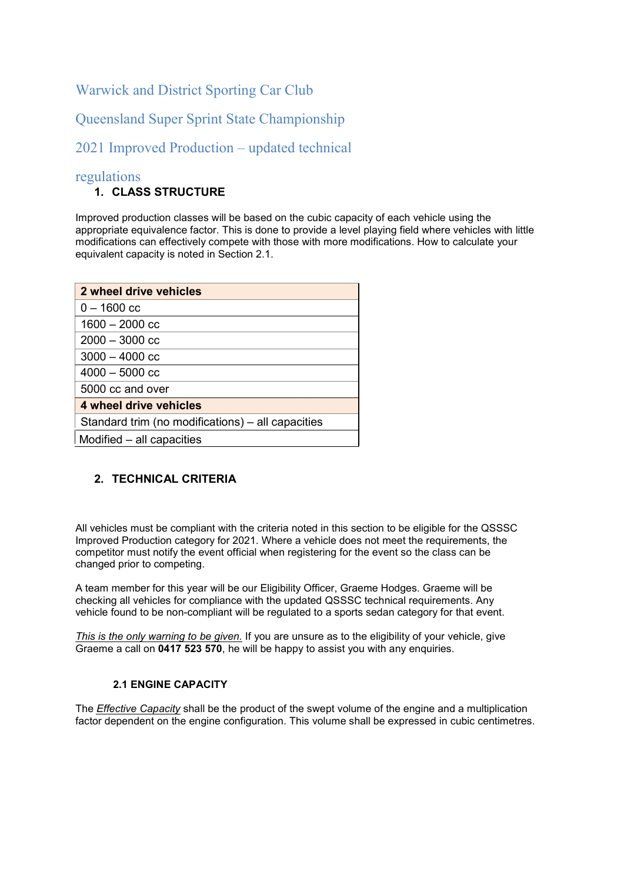# Warwick and District Sporting Car Club

# Queensland Super Sprint State Championship

# 2021 Improved Production – updated technical regulations

## 1. CLASS STRUCTURE

Improved production classes will be based on the cubic capacity of each vehicle using the appropriate equivalence factor. This is done to provide a level playing field where vehicles with little modifications can effectively compete with those with more modifications. How to calculate your equivalent capacity is noted in Section 2.1.

| **2 wheel drive vehicles** |
|---|
| 0 – 1600 cc |
| 1600 – 2000 cc |
| 2000 – 3000 cc |
| 3000 – 4000 cc |
| 4000 – 5000 cc |
| 5000 cc and over |
| **4 wheel drive vehicles** |
| Standard trim (no modifications) – all capacities |
| Modified – all capacities |

## 2. TECHNICAL CRITERIA

All vehicles must be compliant with the criteria noted in this section to be eligible for the QSSSC Improved Production category for 2021. Where a vehicle does not meet the requirements, the competitor must notify the event official when registering for the event so the class can be changed prior to competing.

A team member for this year will be our Eligibility Officer, Graeme Hodges. Graeme will be checking all vehicles for compliance with the updated QSSSC technical requirements. Any vehicle found to be non-compliant will be regulated to a sports sedan category for that event.

*This is the only warning to be given.* If you are unsure as to the eligibility of your vehicle, give Graeme a call on **0417 523 570**, he will be happy to assist you with any enquiries.

### 2.1 ENGINE CAPACITY

The *Effective Capacity* shall be the product of the swept volume of the engine and a multiplication factor dependent on the engine configuration. This volume shall be expressed in cubic centimetres.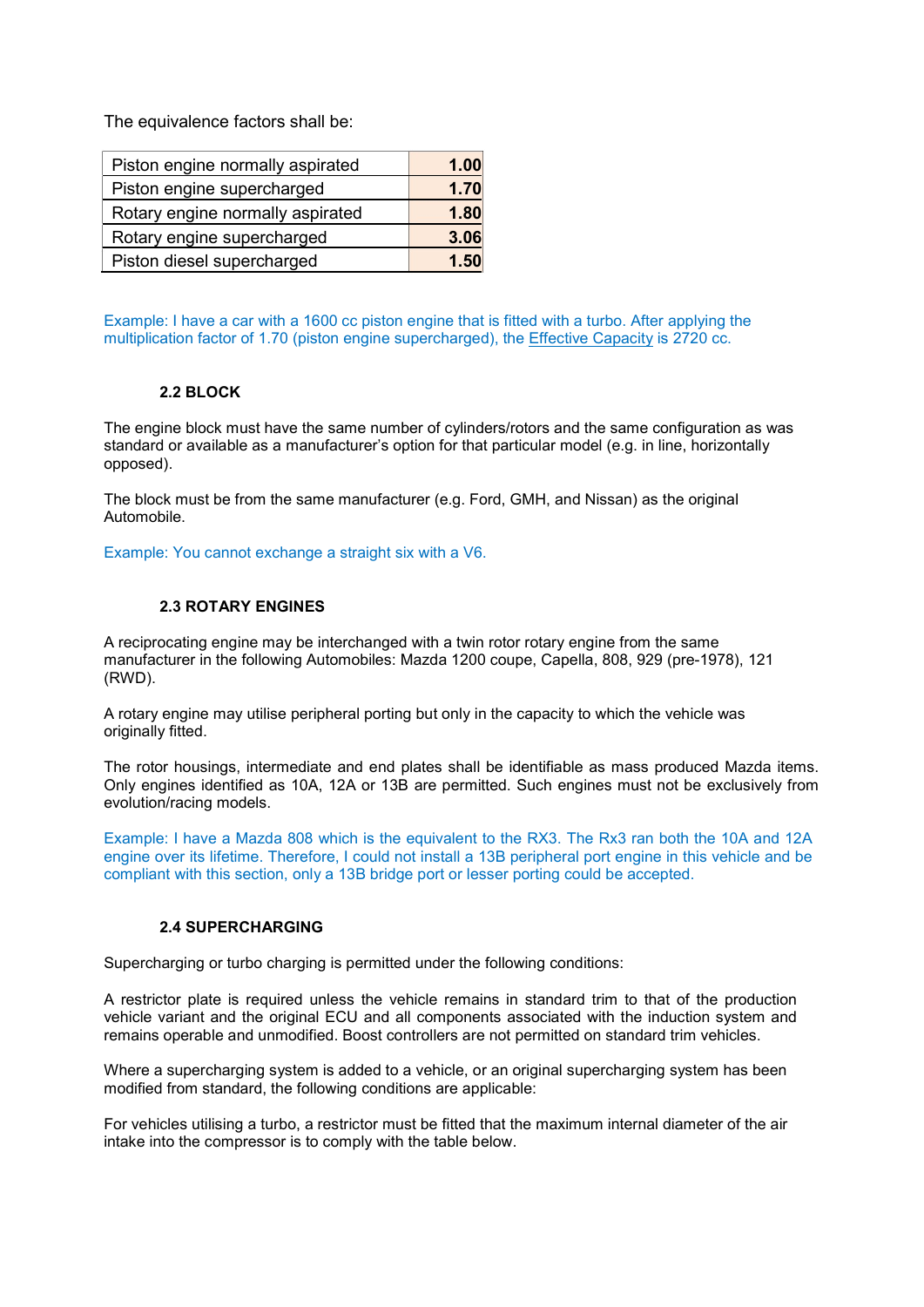The equivalence factors shall be:

| | |
|---|---|
| Piston engine normally aspirated | 1.00 |
| Piston engine supercharged | 1.70 |
| Rotary engine normally aspirated | 1.80 |
| Rotary engine supercharged | 3.06 |
| Piston diesel supercharged | 1.50 |

Example: I have a car with a 1600 cc piston engine that is fitted with a turbo. After applying the multiplication factor of 1.70 (piston engine supercharged), the Effective Capacity is 2720 cc.

### 2.2 BLOCK

The engine block must have the same number of cylinders/rotors and the same configuration as was standard or available as a manufacturer's option for that particular model (e.g. in line, horizontally opposed).

The block must be from the same manufacturer (e.g. Ford, GMH, and Nissan) as the original Automobile.

Example: You cannot exchange a straight six with a V6.

### 2.3 ROTARY ENGINES

A reciprocating engine may be interchanged with a twin rotor rotary engine from the same manufacturer in the following Automobiles: Mazda 1200 coupe, Capella, 808, 929 (pre-1978), 121 (RWD).

A rotary engine may utilise peripheral porting but only in the capacity to which the vehicle was originally fitted.

The rotor housings, intermediate and end plates shall be identifiable as mass produced Mazda items. Only engines identified as 10A, 12A or 13B are permitted. Such engines must not be exclusively from evolution/racing models.

Example: I have a Mazda 808 which is the equivalent to the RX3. The Rx3 ran both the 10A and 12A engine over its lifetime. Therefore, I could not install a 13B peripheral port engine in this vehicle and be compliant with this section, only a 13B bridge port or lesser porting could be accepted.

### 2.4 SUPERCHARGING

Supercharging or turbo charging is permitted under the following conditions:

A restrictor plate is required unless the vehicle remains in standard trim to that of the production vehicle variant and the original ECU and all components associated with the induction system and remains operable and unmodified. Boost controllers are not permitted on standard trim vehicles.

Where a supercharging system is added to a vehicle, or an original supercharging system has been modified from standard, the following conditions are applicable:

For vehicles utilising a turbo, a restrictor must be fitted that the maximum internal diameter of the air intake into the compressor is to comply with the table below.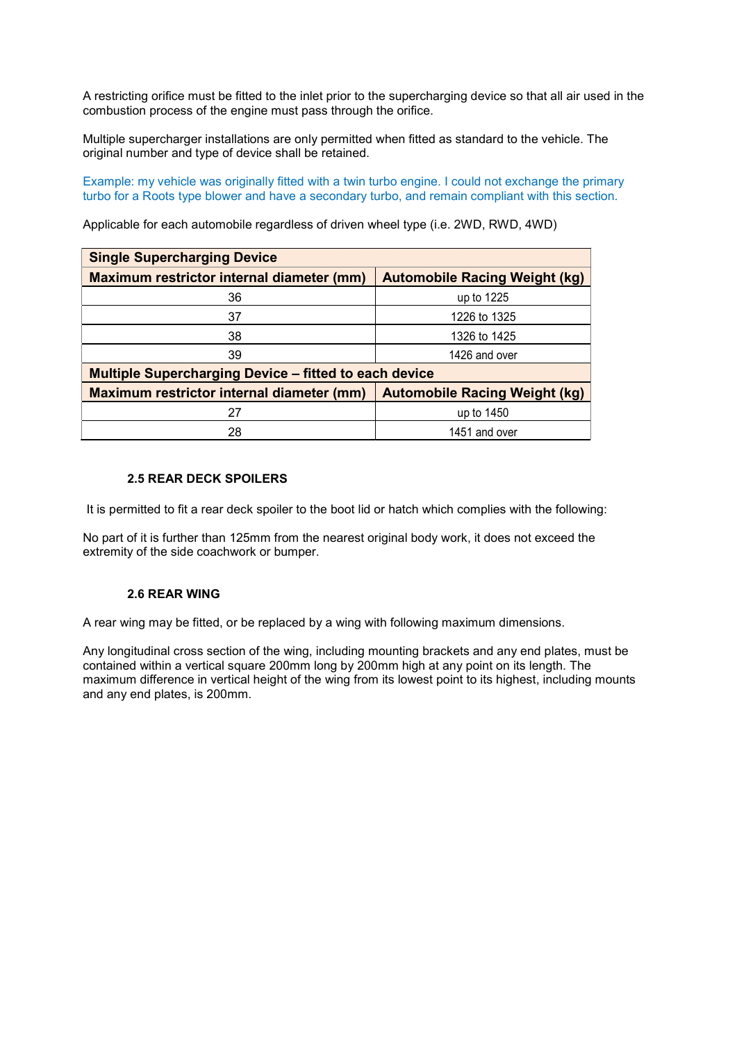A restricting orifice must be fitted to the inlet prior to the supercharging device so that all air used in the combustion process of the engine must pass through the orifice.

Multiple supercharger installations are only permitted when fitted as standard to the vehicle. The original number and type of device shall be retained.

Example: my vehicle was originally fitted with a twin turbo engine. I could not exchange the primary turbo for a Roots type blower and have a secondary turbo, and remain compliant with this section.

Applicable for each automobile regardless of driven wheel type (i.e. 2WD, RWD, 4WD)

| **Single Supercharging Device** | |
|---|---|
| **Maximum restrictor internal diameter (mm)** | **Automobile Racing Weight (kg)** |
| 36 | up to 1225 |
| 37 | 1226 to 1325 |
| 38 | 1326 to 1425 |
| 39 | 1426 and over |
| **Multiple Supercharging Device – fitted to each device** | |
| **Maximum restrictor internal diameter (mm)** | **Automobile Racing Weight (kg)** |
| 27 | up to 1450 |
| 28 | 1451 and over |

### 2.5 REAR DECK SPOILERS

It is permitted to fit a rear deck spoiler to the boot lid or hatch which complies with the following:

No part of it is further than 125mm from the nearest original body work, it does not exceed the extremity of the side coachwork or bumper.

### 2.6 REAR WING

A rear wing may be fitted, or be replaced by a wing with following maximum dimensions.

Any longitudinal cross section of the wing, including mounting brackets and any end plates, must be contained within a vertical square 200mm long by 200mm high at any point on its length. The maximum difference in vertical height of the wing from its lowest point to its highest, including mounts and any end plates, is 200mm.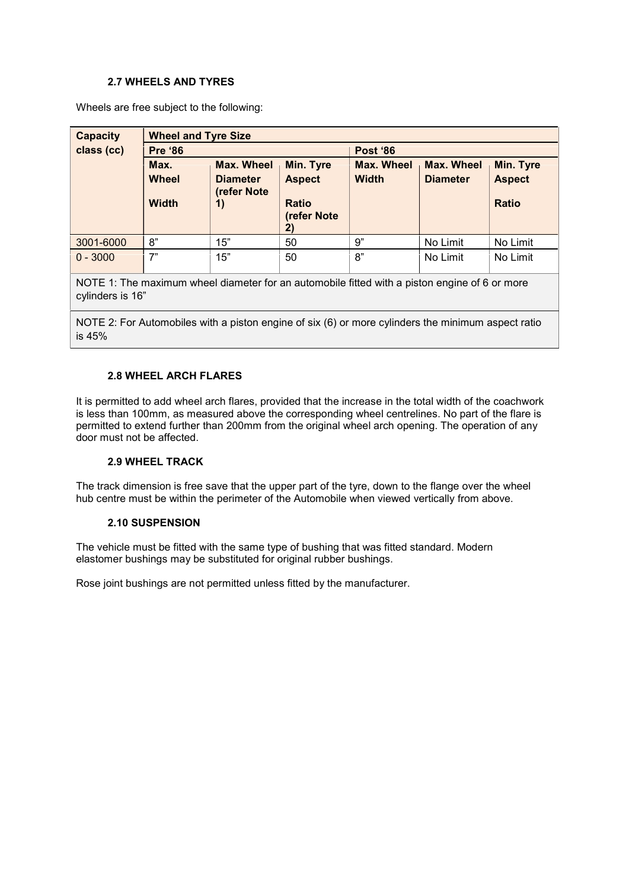### 2.7 WHEELS AND TYRES

Wheels are free subject to the following:

| Capacity class (cc) | Wheel and Tyre Size | | | | | |
|---|---|---|---|---|---|---|
| | Pre '86 | | | Post '86 | | |
| | Max. Wheel Width | Max. Wheel Diameter (refer Note 1) | Min. Tyre Aspect Ratio (refer Note 2) | Max. Wheel Width | Max. Wheel Diameter | Min. Tyre Aspect Ratio |
| 3001-6000 | 8" | 15" | 50 | 9" | No Limit | No Limit |
| 0 - 3000 | 7" | 15" | 50 | 8" | No Limit | No Limit |

NOTE 1: The maximum wheel diameter for an automobile fitted with a piston engine of 6 or more cylinders is 16"

NOTE 2: For Automobiles with a piston engine of six (6) or more cylinders the minimum aspect ratio is 45%

### 2.8 WHEEL ARCH FLARES

It is permitted to add wheel arch flares, provided that the increase in the total width of the coachwork is less than 100mm, as measured above the corresponding wheel centrelines. No part of the flare is permitted to extend further than 200mm from the original wheel arch opening. The operation of any door must not be affected.

### 2.9 WHEEL TRACK

The track dimension is free save that the upper part of the tyre, down to the flange over the wheel hub centre must be within the perimeter of the Automobile when viewed vertically from above.

### 2.10 SUSPENSION

The vehicle must be fitted with the same type of bushing that was fitted standard. Modern elastomer bushings may be substituted for original rubber bushings.

Rose joint bushings are not permitted unless fitted by the manufacturer.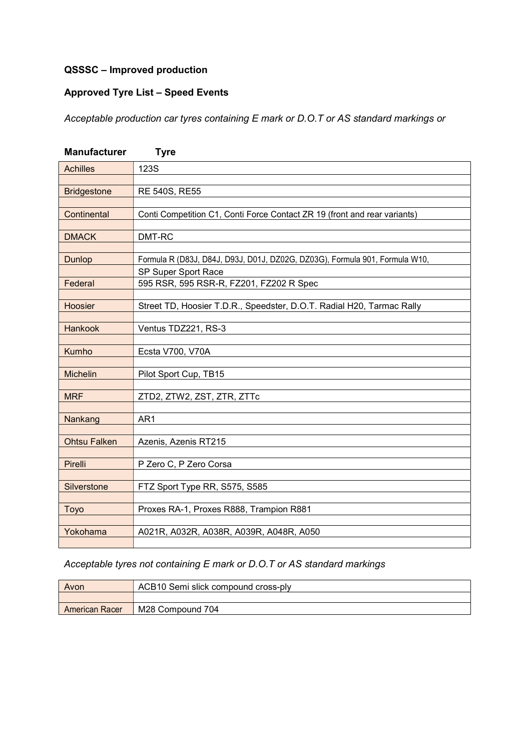**QSSSC – Improved production**

**Approved Tyre List – Speed Events**

*Acceptable production car tyres containing E mark or D.O.T or AS standard markings or*

| **Manufacturer** | **Tyre** |
|---|---|
| Achilles | 123S |
| | |
| Bridgestone | RE 540S, RE55 |
| | |
| Continental | Conti Competition C1, Conti Force Contact ZR 19 (front and rear variants) |
| | |
| DMACK | DMT-RC |
| | |
| Dunlop | Formula R (D83J, D84J, D93J, D01J, DZ02G, DZ03G), Formula 901, Formula W10, |
| | SP Super Sport Race |
| Federal | 595 RSR, 595 RSR-R, FZ201, FZ202 R Spec |
| | |
| Hoosier | Street TD, Hoosier T.D.R., Speedster, D.O.T. Radial H20, Tarmac Rally |
| | |
| Hankook | Ventus TDZ221, RS-3 |
| | |
| Kumho | Ecsta V700, V70A |
| | |
| Michelin | Pilot Sport Cup, TB15 |
| | |
| MRF | ZTD2, ZTW2, ZST, ZTR, ZTTc |
| | |
| Nankang | AR1 |
| | |
| Ohtsu Falken | Azenis, Azenis RT215 |
| | |
| Pirelli | P Zero C, P Zero Corsa |
| | |
| Silverstone | FTZ Sport Type RR, S575, S585 |
| | |
| Toyo | Proxes RA-1, Proxes R888, Trampion R881 |
| | |
| Yokohama | A021R, A032R, A038R, A039R, A048R, A050 |
| | |

*Acceptable tyres not containing E mark or D.O.T or AS standard markings*

| | |
|---|---|
| Avon | ACB10 Semi slick compound cross-ply |
| | |
| American Racer | M28 Compound 704 |